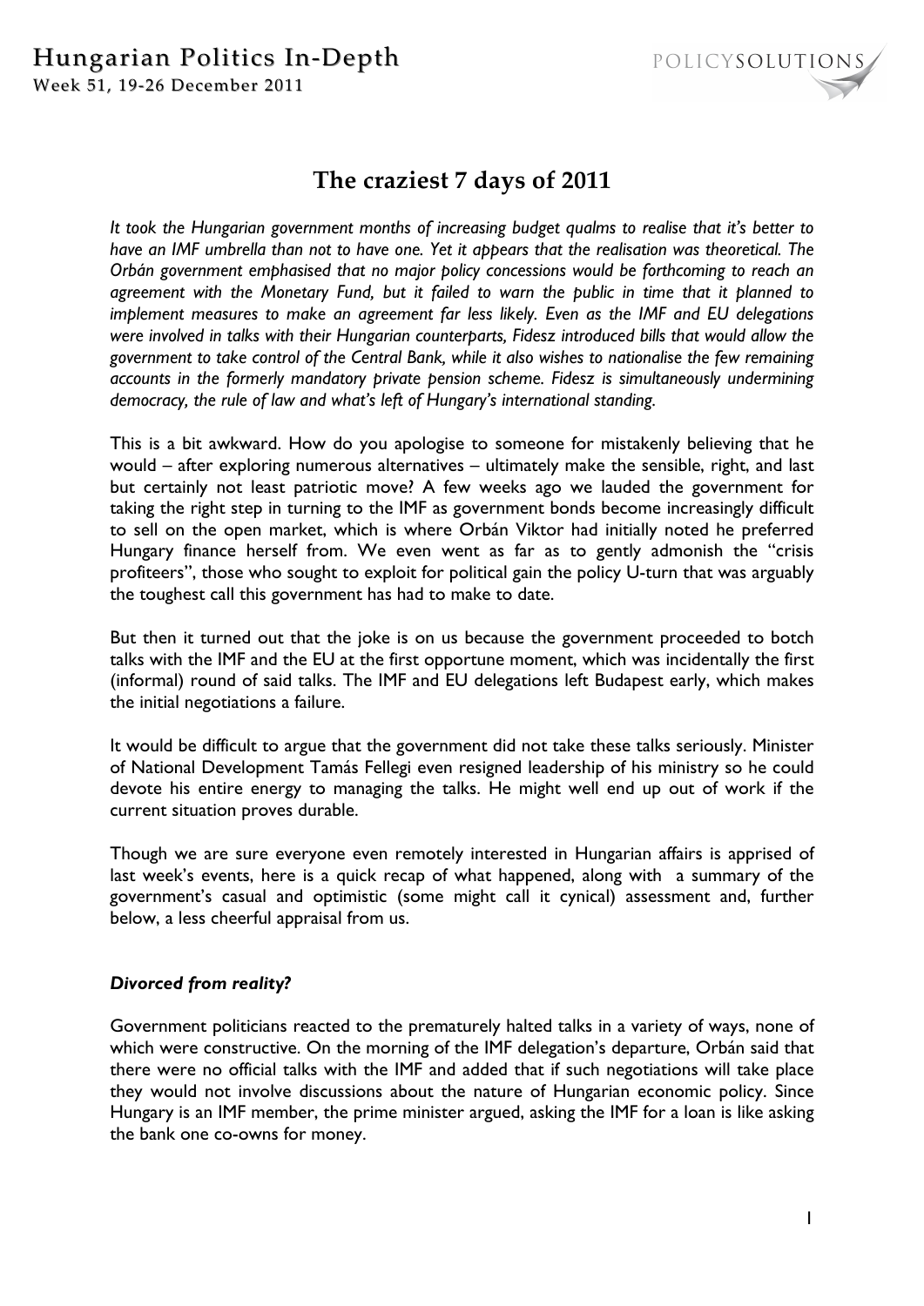# The craziest 7 days of 2011

*It took the Hungarian government months of increasing budget qualms to realise that it's better to have an IMF umbrella than not to have one. Yet it appears that the realisation was theoretical. The Orbán government emphasised that no major policy concessions would be forthcoming to reach an agreement with the Monetary Fund, but it failed to warn the public in time that it planned to implement measures to make an agreement far less likely. Even as the IMF and EU delegations were involved in talks with their Hungarian counterparts, Fidesz introduced bills that would allow the government to take control of the Central Bank, while it also wishes to nationalise the few remaining accounts in the formerly mandatory private pension scheme. Fidesz is simultaneously undermining democracy, the rule of law and what's left of Hungary's international standing.*

This is a bit awkward. How do you apologise to someone for mistakenly believing that he would – after exploring numerous alternatives – ultimately make the sensible, right, and last but certainly not least patriotic move? A few weeks ago we lauded the government for taking the right step in turning to the IMF as government bonds become increasingly difficult to sell on the open market, which is where Orbán Viktor had initially noted he preferred Hungary finance herself from. We even went as far as to gently admonish the "crisis profiteers", those who sought to exploit for political gain the policy U-turn that was arguably the toughest call this government has had to make to date.

But then it turned out that the joke is on us because the government proceeded to botch talks with the IMF and the EU at the first opportune moment, which was incidentally the first (informal) round of said talks. The IMF and EU delegations left Budapest early, which makes the initial negotiations a failure.

It would be difficult to argue that the government did not take these talks seriously. Minister of National Development Tamás Fellegi even resigned leadership of his ministry so he could devote his entire energy to managing the talks. He might well end up out of work if the current situation proves durable.

Though we are sure everyone even remotely interested in Hungarian affairs is apprised of last week's events, here is a quick recap of what happened, along with a summary of the government's casual and optimistic (some might call it cynical) assessment and, further below, a less cheerful appraisal from us.

### *Divorced from reality?*

Government politicians reacted to the prematurely halted talks in a variety of ways, none of which were constructive. On the morning of the IMF delegation's departure, Orbán said that there were no official talks with the IMF and added that if such negotiations will take place they would not involve discussions about the nature of Hungarian economic policy. Since Hungary is an IMF member, the prime minister argued, asking the IMF for a loan is like asking the bank one co-owns for money.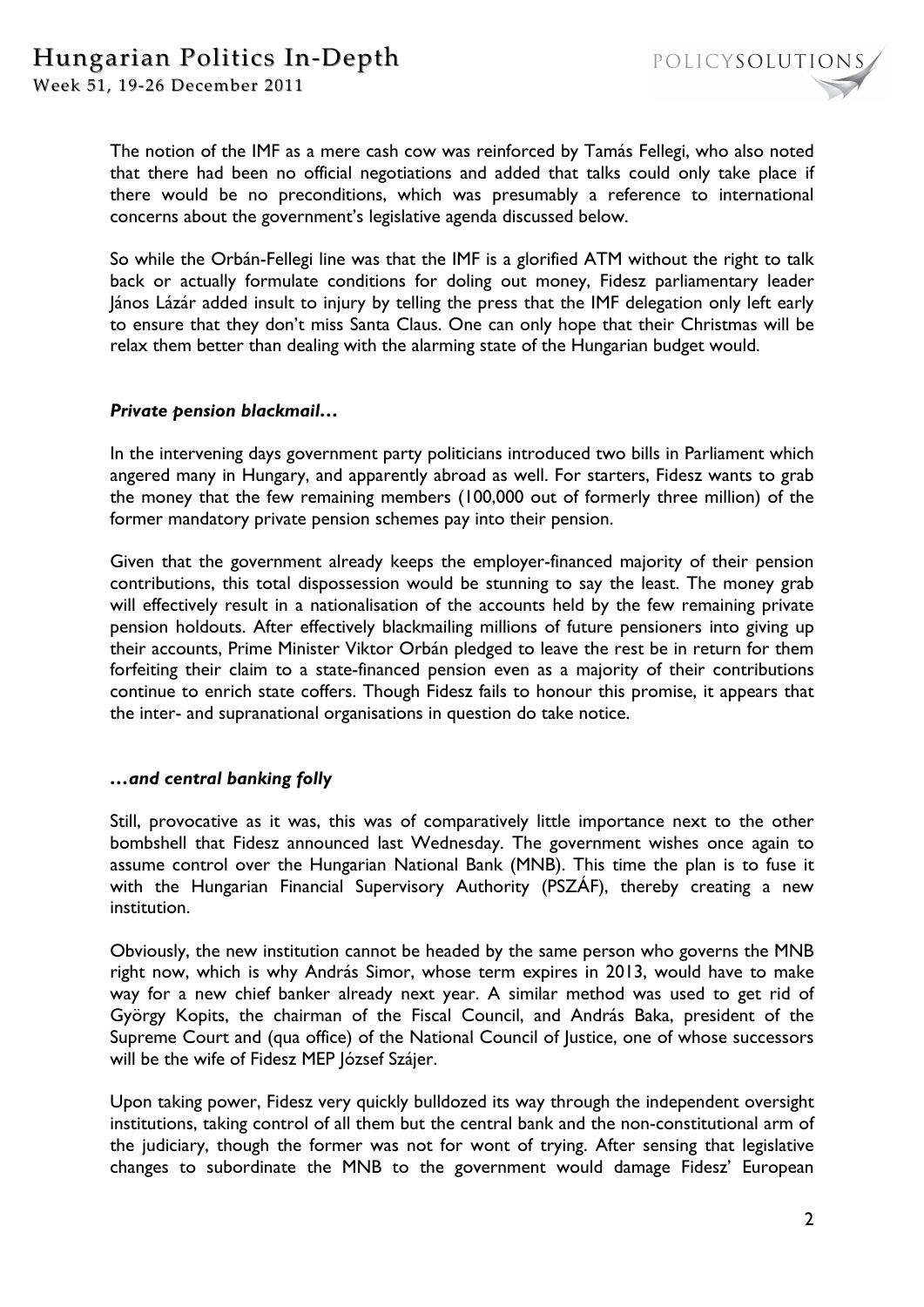The notion of the IMF as a mere cash cow was reinforced by Tamás Fellegi, who also noted that there had been no official negotiations and added that talks could only take place if there would be no preconditions, which was presumably a reference to international concerns about the government's legislative agenda discussed below.

So while the Orbán-Fellegi line was that the IMF is a glorified ATM without the right to talk back or actually formulate conditions for doling out money, Fidesz parliamentary leader János Lázár added insult to injury by telling the press that the IMF delegation only left early to ensure that they don't miss Santa Claus. One can only hope that their Christmas will be relax them better than dealing with the alarming state of the Hungarian budget would.

### *Private pension blackmail…*

In the intervening days government party politicians introduced two bills in Parliament which angered many in Hungary, and apparently abroad as well. For starters, Fidesz wants to grab the money that the few remaining members (100,000 out of formerly three million) of the former mandatory private pension schemes pay into their pension.

Given that the government already keeps the employer-financed majority of their pension contributions, this total dispossession would be stunning to say the least. The money grab will effectively result in a nationalisation of the accounts held by the few remaining private pension holdouts. After effectively blackmailing millions of future pensioners into giving up their accounts, Prime Minister Viktor Orbán pledged to leave the rest be in return for them forfeiting their claim to a state-financed pension even as a majority of their contributions continue to enrich state coffers. Though Fidesz fails to honour this promise, it appears that the inter- and supranational organisations in question do take notice.

### *…and central banking folly*

Still, provocative as it was, this was of comparatively little importance next to the other bombshell that Fidesz announced last Wednesday. The government wishes once again to assume control over the Hungarian National Bank (MNB). This time the plan is to fuse it with the Hungarian Financial Supervisory Authority (PSZÁF), thereby creating a new institution.

Obviously, the new institution cannot be headed by the same person who governs the MNB right now, which is why András Simor, whose term expires in 2013, would have to make way for a new chief banker already next year. A similar method was used to get rid of György Kopits, the chairman of the Fiscal Council, and András Baka, president of the Supreme Court and (qua office) of the National Council of Justice, one of whose successors will be the wife of Fidesz MEP József Szájer.

Upon taking power, Fidesz very quickly bulldozed its way through the independent oversight institutions, taking control of all them but the central bank and the non-constitutional arm of the judiciary, though the former was not for wont of trying. After sensing that legislative changes to subordinate the MNB to the government would damage Fidesz' European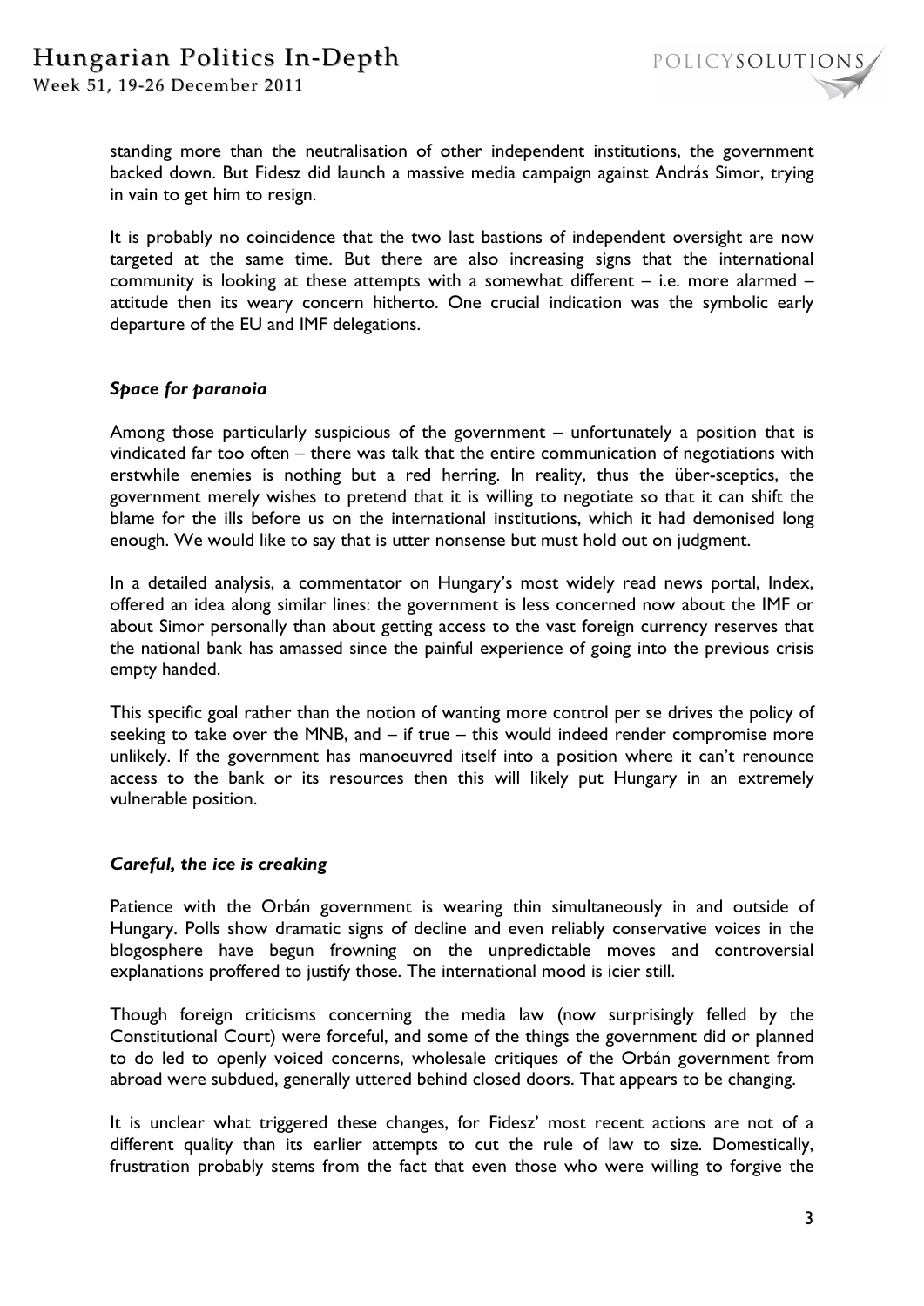standing more than the neutralisation of other independent institutions, the government backed down. But Fidesz did launch a massive media campaign against András Simor, trying in vain to get him to resign.

It is probably no coincidence that the two last bastions of independent oversight are now targeted at the same time. But there are also increasing signs that the international community is looking at these attempts with a somewhat different – i.e. more alarmed – attitude then its weary concern hitherto. One crucial indication was the symbolic early departure of the EU and IMF delegations.

### *Space for paranoia*

Among those particularly suspicious of the government – unfortunately a position that is vindicated far too often – there was talk that the entire communication of negotiations with erstwhile enemies is nothing but a red herring. In reality, thus the über-sceptics, the government merely wishes to pretend that it is willing to negotiate so that it can shift the blame for the ills before us on the international institutions, which it had demonised long enough. We would like to say that is utter nonsense but must hold out on judgment.

In a detailed analysis, a commentator on Hungary's most widely read news portal, Index, offered an idea along similar lines: the government is less concerned now about the IMF or about Simor personally than about getting access to the vast foreign currency reserves that the national bank has amassed since the painful experience of going into the previous crisis empty handed.

This specific goal rather than the notion of wanting more control per se drives the policy of seeking to take over the MNB, and – if true – this would indeed render compromise more unlikely. If the government has manoeuvred itself into a position where it can't renounce access to the bank or its resources then this will likely put Hungary in an extremely vulnerable position.

### *Careful, the ice is creaking*

Patience with the Orbán government is wearing thin simultaneously in and outside of Hungary. Polls show dramatic signs of decline and even reliably conservative voices in the blogosphere have begun frowning on the unpredictable moves and controversial explanations proffered to justify those. The international mood is icier still.

Though foreign criticisms concerning the media law (now surprisingly felled by the Constitutional Court) were forceful, and some of the things the government did or planned to do led to openly voiced concerns, wholesale critiques of the Orbán government from abroad were subdued, generally uttered behind closed doors. That appears to be changing.

It is unclear what triggered these changes, for Fidesz' most recent actions are not of a different quality than its earlier attempts to cut the rule of law to size. Domestically, frustration probably stems from the fact that even those who were willing to forgive the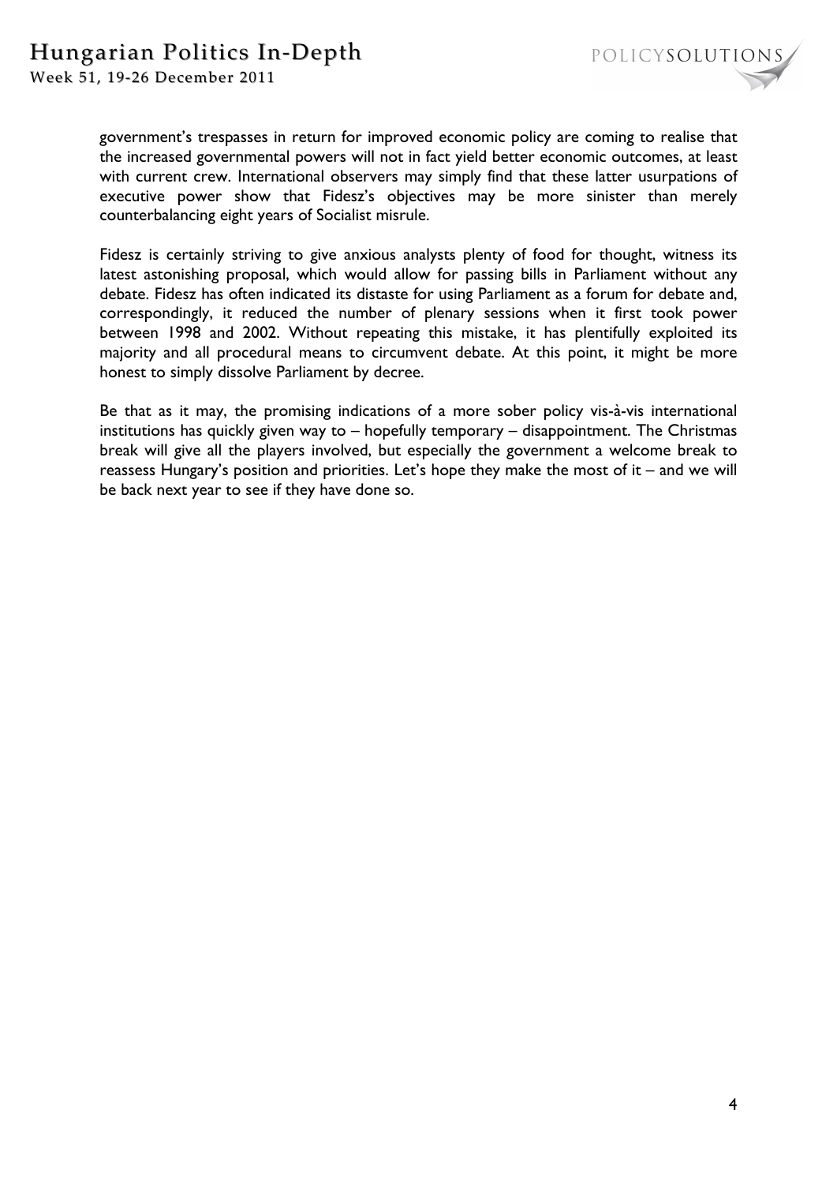government's trespasses in return for improved economic policy are coming to realise that the increased governmental powers will not in fact yield better economic outcomes, at least with current crew. International observers may simply find that these latter usurpations of executive power show that Fidesz's objectives may be more sinister than merely counterbalancing eight years of Socialist misrule.

Fidesz is certainly striving to give anxious analysts plenty of food for thought, witness its latest astonishing proposal, which would allow for passing bills in Parliament without any debate. Fidesz has often indicated its distaste for using Parliament as a forum for debate and, correspondingly, it reduced the number of plenary sessions when it first took power between 1998 and 2002. Without repeating this mistake, it has plentifully exploited its majority and all procedural means to circumvent debate. At this point, it might be more honest to simply dissolve Parliament by decree.

Be that as it may, the promising indications of a more sober policy vis-à-vis international institutions has quickly given way to – hopefully temporary – disappointment. The Christmas break will give all the players involved, but especially the government a welcome break to reassess Hungary's position and priorities. Let's hope they make the most of it – and we will be back next year to see if they have done so.